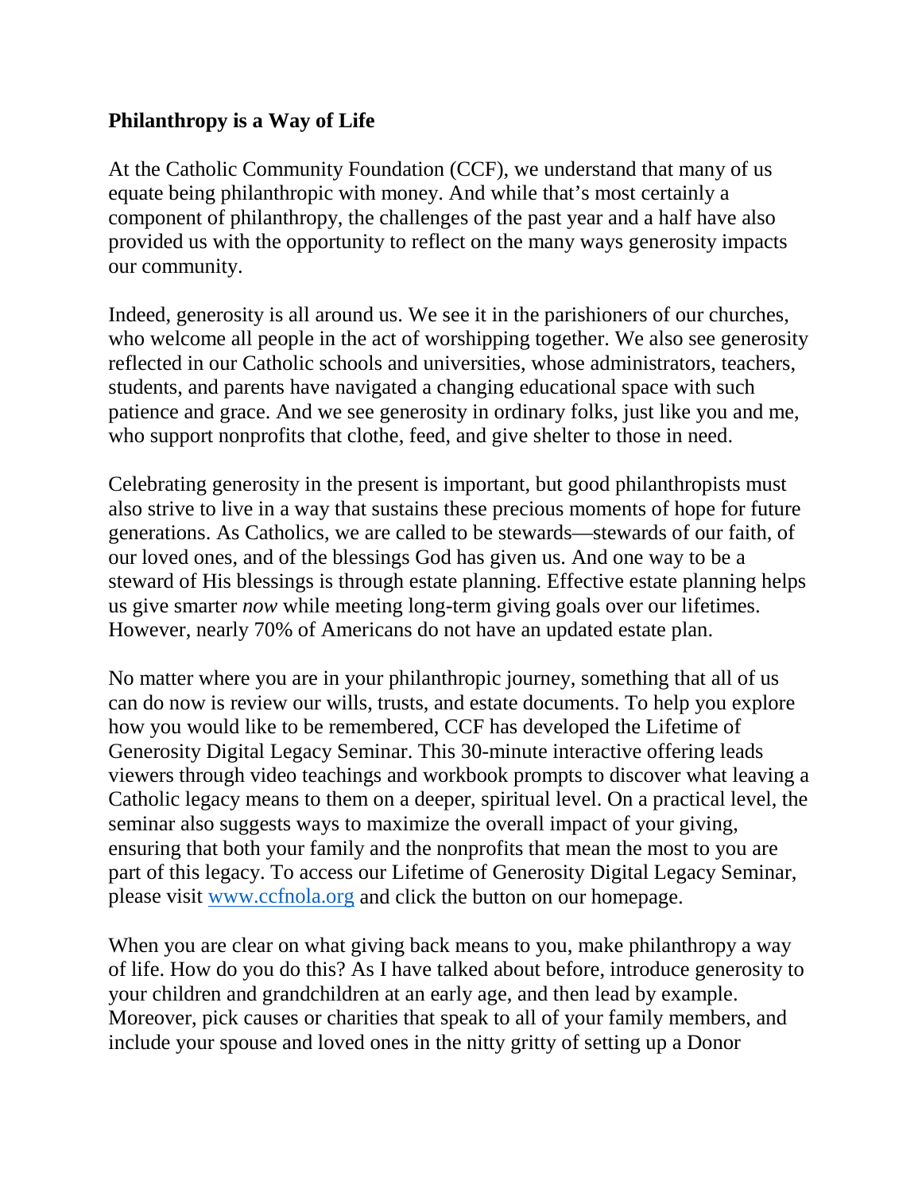**Philanthropy is a Way of Life**

At the Catholic Community Foundation (CCF), we understand that many of us equate being philanthropic with money. And while that's most certainly a component of philanthropy, the challenges of the past year and a half have also provided us with the opportunity to reflect on the many ways generosity impacts our community.

Indeed, generosity is all around us. We see it in the parishioners of our churches, who welcome all people in the act of worshipping together. We also see generosity reflected in our Catholic schools and universities, whose administrators, teachers, students, and parents have navigated a changing educational space with such patience and grace. And we see generosity in ordinary folks, just like you and me, who support nonprofits that clothe, feed, and give shelter to those in need.

Celebrating generosity in the present is important, but good philanthropists must also strive to live in a way that sustains these precious moments of hope for future generations. As Catholics, we are called to be stewards—stewards of our faith, of our loved ones, and of the blessings God has given us. And one way to be a steward of His blessings is through estate planning. Effective estate planning helps us give smarter *now* while meeting long-term giving goals over our lifetimes. However, nearly 70% of Americans do not have an updated estate plan.

No matter where you are in your philanthropic journey, something that all of us can do now is review our wills, trusts, and estate documents. To help you explore how you would like to be remembered, CCF has developed the Lifetime of Generosity Digital Legacy Seminar. This 30-minute interactive offering leads viewers through video teachings and workbook prompts to discover what leaving a Catholic legacy means to them on a deeper, spiritual level. On a practical level, the seminar also suggests ways to maximize the overall impact of your giving, ensuring that both your family and the nonprofits that mean the most to you are part of this legacy. To access our Lifetime of Generosity Digital Legacy Seminar, please visit [www.ccfnola.org](http://www.ccfnola.org) and click the button on our homepage.

When you are clear on what giving back means to you, make philanthropy a way of life. How do you do this? As I have talked about before, introduce generosity to your children and grandchildren at an early age, and then lead by example. Moreover, pick causes or charities that speak to all of your family members, and include your spouse and loved ones in the nitty gritty of setting up a Donor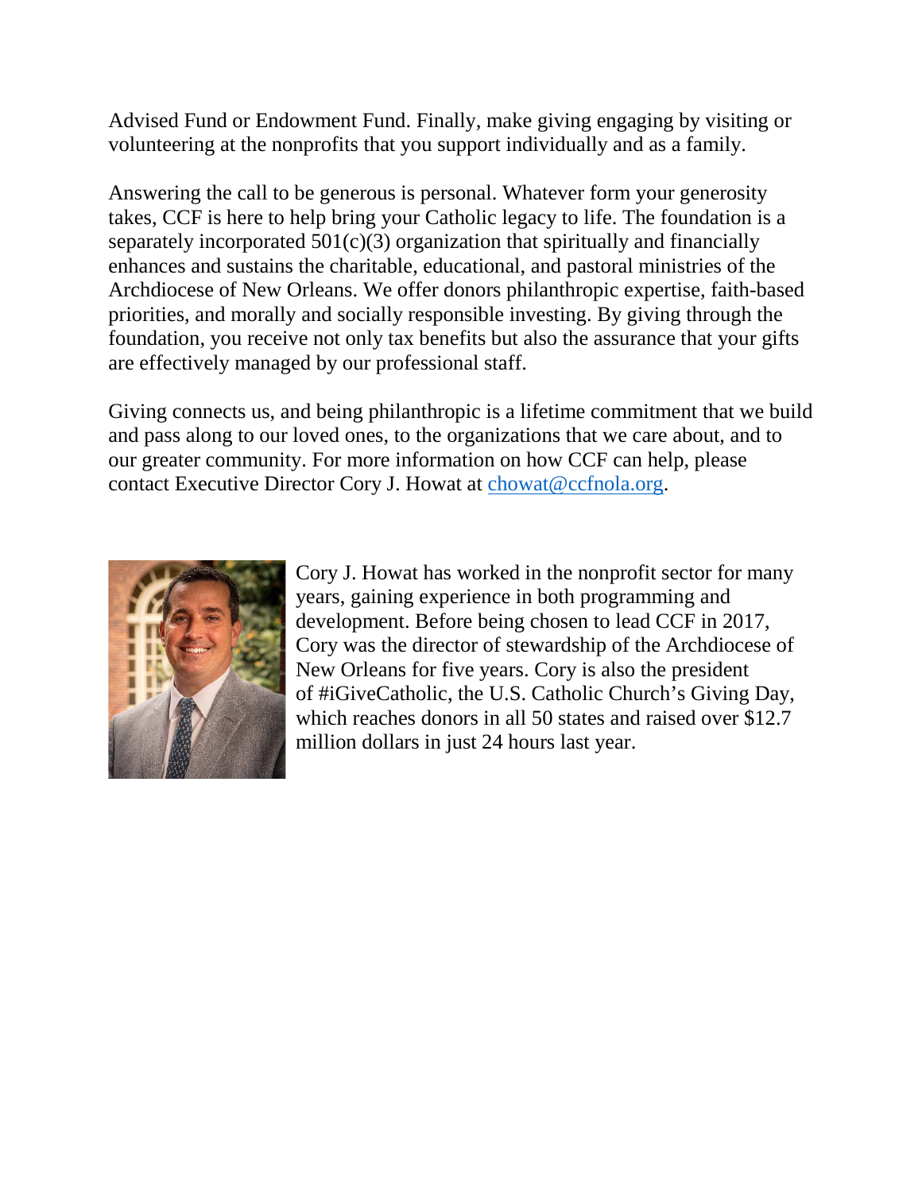Advised Fund or Endowment Fund. Finally, make giving engaging by visiting or volunteering at the nonprofits that you support individually and as a family.

Answering the call to be generous is personal. Whatever form your generosity takes, CCF is here to help bring your Catholic legacy to life. The foundation is a separately incorporated 501(c)(3) organization that spiritually and financially enhances and sustains the charitable, educational, and pastoral ministries of the Archdiocese of New Orleans. We offer donors philanthropic expertise, faith-based priorities, and morally and socially responsible investing. By giving through the foundation, you receive not only tax benefits but also the assurance that your gifts are effectively managed by our professional staff.

Giving connects us, and being philanthropic is a lifetime commitment that we build and pass along to our loved ones, to the organizations that we care about, and to our greater community. For more information on how CCF can help, please contact Executive Director Cory J. Howat at chowat@ccfnola.org.

Cory J. Howat has worked in the nonprofit sector for many years, gaining experience in both programming and development. Before being chosen to lead CCF in 2017, Cory was the director of stewardship of the Archdiocese of New Orleans for five years. Cory is also the president of #iGiveCatholic, the U.S. Catholic Church's Giving Day, which reaches donors in all 50 states and raised over $12.7 million dollars in just 24 hours last year.